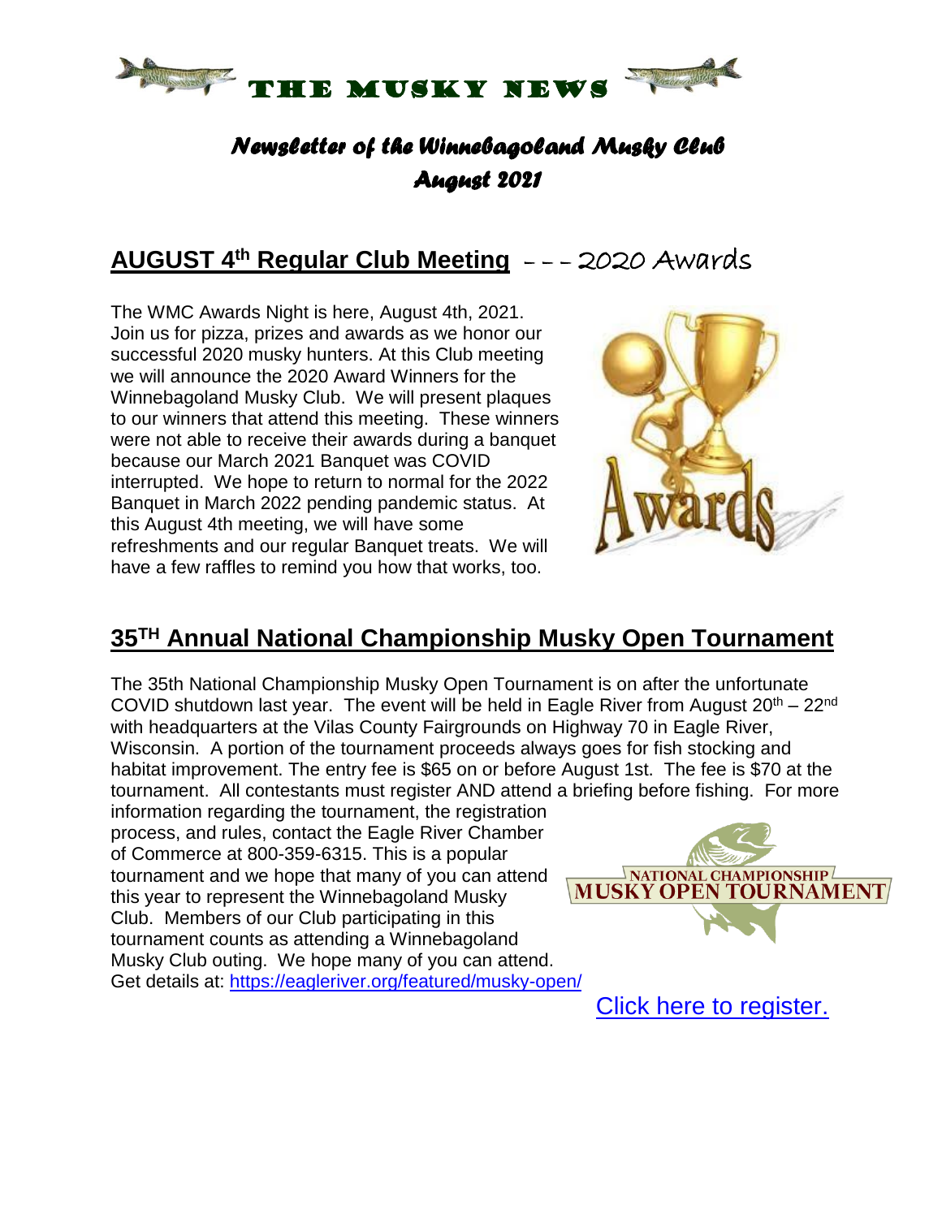# THE MUSKY NEWS

*Newsletter of the Winnebagoland Musky Club*
*August 2021*

## AUGUST 4th Regular Club Meeting – – – 2020 Awards

The WMC Awards Night is here, August 4th, 2021. Join us for pizza, prizes and awards as we honor our successful 2020 musky hunters. At this Club meeting we will announce the 2020 Award Winners for the Winnebagoland Musky Club. We will present plaques to our winners that attend this meeting. These winners were not able to receive their awards during a banquet because our March 2021 Banquet was COVID interrupted. We hope to return to normal for the 2022 Banquet in March 2022 pending pandemic status. At this August 4th meeting, we will have some refreshments and our regular Banquet treats. We will have a few raffles to remind you how that works, too.

## 35TH Annual National Championship Musky Open Tournament

The 35th National Championship Musky Open Tournament is on after the unfortunate COVID shutdown last year. The event will be held in Eagle River from August 20th – 22nd with headquarters at the Vilas County Fairgrounds on Highway 70 in Eagle River, Wisconsin. A portion of the tournament proceeds always goes for fish stocking and habitat improvement. The entry fee is $65 on or before August 1st. The fee is $70 at the tournament. All contestants must register AND attend a briefing before fishing. For more information regarding the tournament, the registration process, and rules, contact the Eagle River Chamber of Commerce at 800-359-6315. This is a popular tournament and we hope that many of you can attend this year to represent the Winnebagoland Musky Club. Members of our Club participating in this tournament counts as attending a Winnebagoland Musky Club outing. We hope many of you can attend. Get details at: https://eagleriver.org/featured/musky-open/

Click here to register.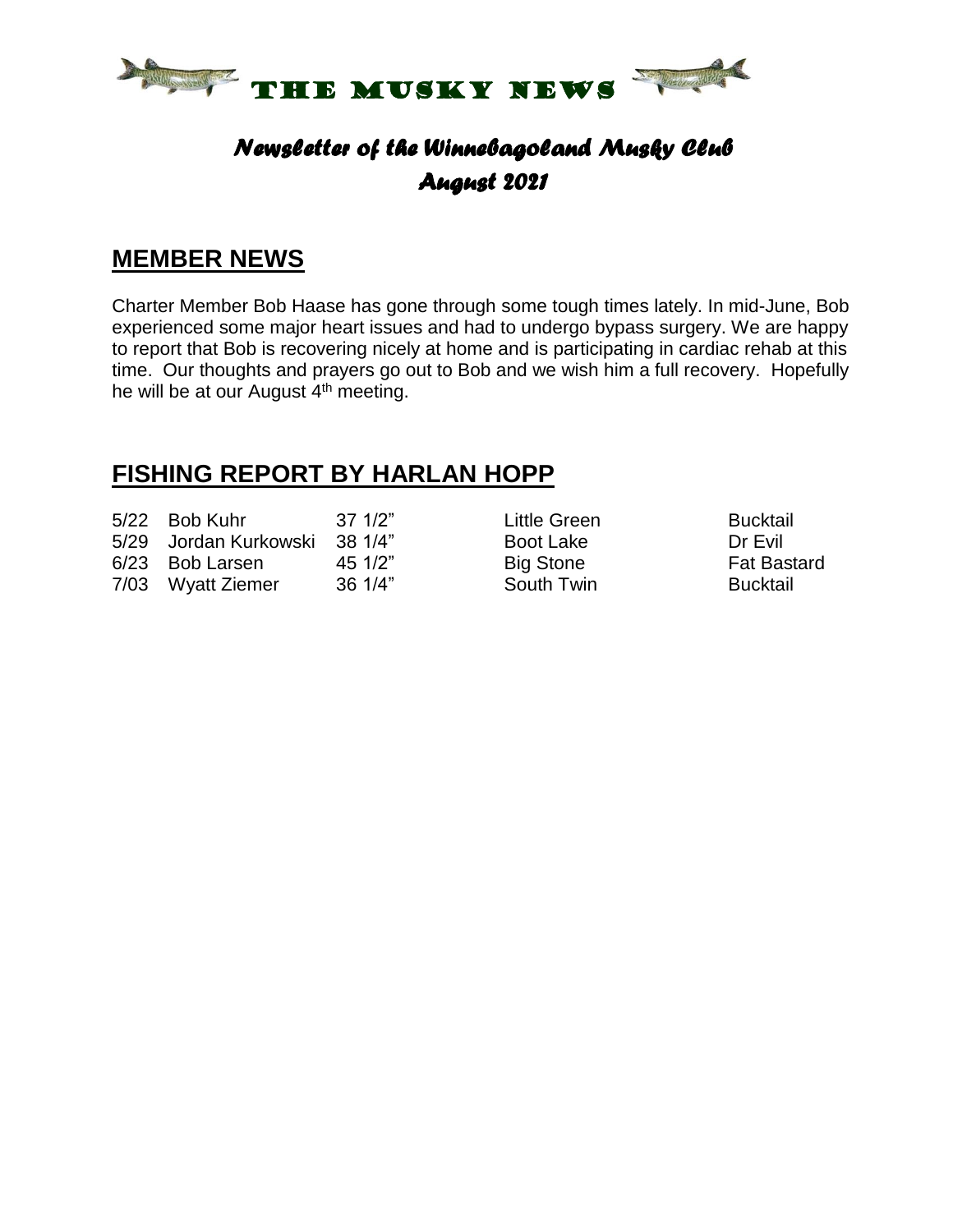# THE MUSKY NEWS

*Newsletter of the Winnebagoland Musky Club*

*August 2021*

## MEMBER NEWS

Charter Member Bob Haase has gone through some tough times lately. In mid-June, Bob experienced some major heart issues and had to undergo bypass surgery. We are happy to report that Bob is recovering nicely at home and is participating in cardiac rehab at this time. Our thoughts and prayers go out to Bob and we wish him a full recovery. Hopefully he will be at our August 4th meeting.

## FISHING REPORT BY HARLAN HOPP

| | | | | |
|---|---|---|---|---|
| 5/22 | Bob Kuhr | 37 1/2" | Little Green | Bucktail |
| 5/29 | Jordan Kurkowski | 38 1/4" | Boot Lake | Dr Evil |
| 6/23 | Bob Larsen | 45 1/2" | Big Stone | Fat Bastard |
| 7/03 | Wyatt Ziemer | 36 1/4" | South Twin | Bucktail |